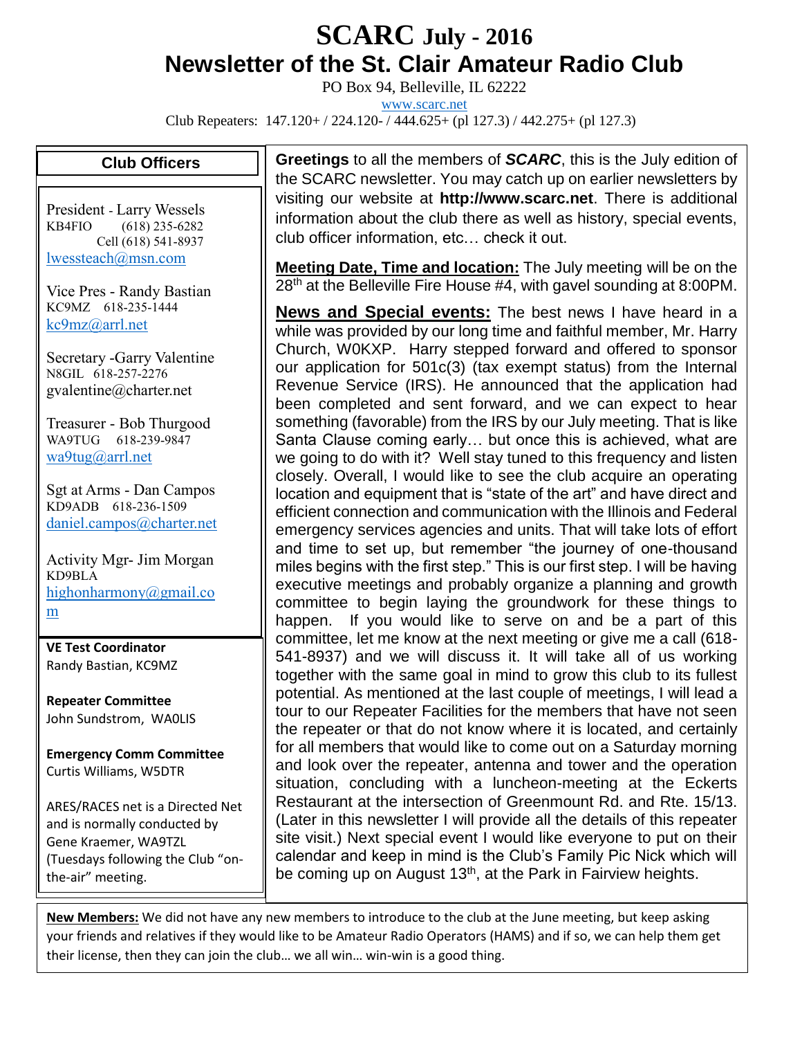# SCARC July - 2016

## Newsletter of the St. Clair Amateur Radio Club

PO Box 94, Belleville, IL 62222

www.scarc.net

Club Repeaters: 147.120+ / 224.120- / 444.625+ (pl 127.3) / 442.275+ (pl 127.3)

### Club Officers

President - Larry Wessels
KB4FIO (618) 235-6282
Cell (618) 541-8937
lwessteach@msn.com

Vice Pres - Randy Bastian
KC9MZ 618-235-1444
kc9mz@arrl.net

Secretary -Garry Valentine
N8GIL 618-257-2276
gvalentine@charter.net

Treasurer - Bob Thurgood
WA9TUG 618-239-9847
wa9tug@arrl.net

Sgt at Arms - Dan Campos
KD9ADB 618-236-1509
daniel.campos@charter.net

Activity Mgr- Jim Morgan
KD9BLA
highonharmony@gmail.com

**VE Test Coordinator**
Randy Bastian, KC9MZ

**Repeater Committee**
John Sundstrom, WA0LIS

**Emergency Comm Committee**
Curtis Williams, W5DTR

ARES/RACES net is a Directed Net and is normally conducted by Gene Kraemer, WA9TZL (Tuesdays following the Club "on-the-air" meeting.

**Greetings** to all the members of ***SCARC***, this is the July edition of the SCARC newsletter. You may catch up on earlier newsletters by visiting our website at **http://www.scarc.net**. There is additional information about the club there as well as history, special events, club officer information, etc… check it out.

**Meeting Date, Time and location:** The July meeting will be on the 28th at the Belleville Fire House #4, with gavel sounding at 8:00PM.

**News and Special events:** The best news I have heard in a while was provided by our long time and faithful member, Mr. Harry Church, W0KXP. Harry stepped forward and offered to sponsor our application for 501c(3) (tax exempt status) from the Internal Revenue Service (IRS). He announced that the application had been completed and sent forward, and we can expect to hear something (favorable) from the IRS by our July meeting. That is like Santa Clause coming early… but once this is achieved, what are we going to do with it? Well stay tuned to this frequency and listen closely. Overall, I would like to see the club acquire an operating location and equipment that is "state of the art" and have direct and efficient connection and communication with the Illinois and Federal emergency services agencies and units. That will take lots of effort and time to set up, but remember "the journey of one-thousand miles begins with the first step." This is our first step. I will be having executive meetings and probably organize a planning and growth committee to begin laying the groundwork for these things to happen. If you would like to serve on and be a part of this committee, let me know at the next meeting or give me a call (618-541-8937) and we will discuss it. It will take all of us working together with the same goal in mind to grow this club to its fullest potential. As mentioned at the last couple of meetings, I will lead a tour to our Repeater Facilities for the members that have not seen the repeater or that do not know where it is located, and certainly for all members that would like to come out on a Saturday morning and look over the repeater, antenna and tower and the operation situation, concluding with a luncheon-meeting at the Eckerts Restaurant at the intersection of Greenmount Rd. and Rte. 15/13. (Later in this newsletter I will provide all the details of this repeater site visit.) Next special event I would like everyone to put on their calendar and keep in mind is the Club's Family Pic Nick which will be coming up on August 13th, at the Park in Fairview heights.

**New Members:** We did not have any new members to introduce to the club at the June meeting, but keep asking your friends and relatives if they would like to be Amateur Radio Operators (HAMS) and if so, we can help them get their license, then they can join the club… we all win… win-win is a good thing.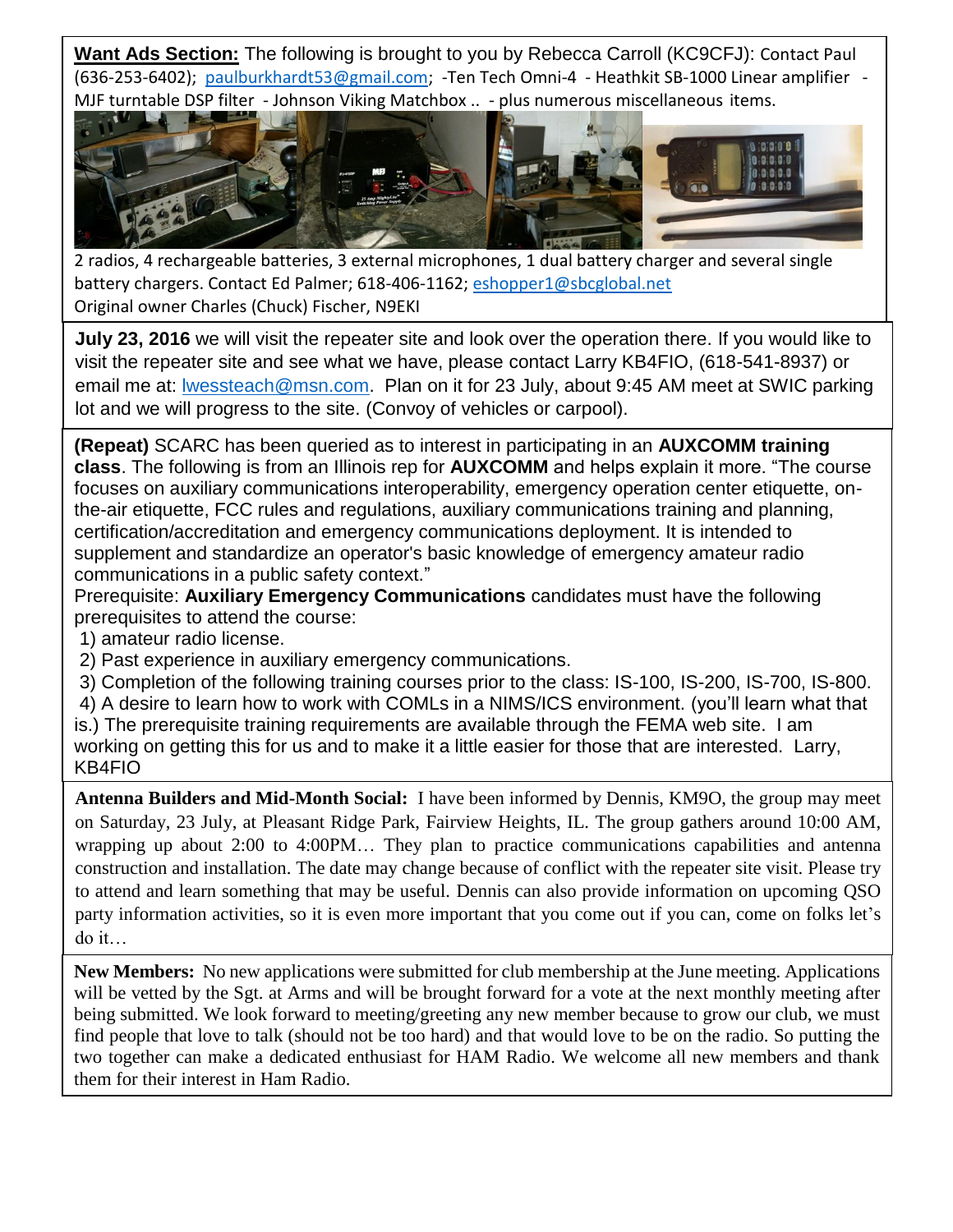**Want Ads Section:** The following is brought to you by Rebecca Carroll (KC9CFJ): Contact Paul (636-253-6402); paulburkhardt53@gmail.com; -Ten Tech Omni-4 - Heathkit SB-1000 Linear amplifier - MJF turntable DSP filter - Johnson Viking Matchbox .. - plus numerous miscellaneous items.

2 radios, 4 rechargeable batteries, 3 external microphones, 1 dual battery charger and several single battery chargers. Contact Ed Palmer; 618-406-1162; eshopper1@sbcglobal.net
Original owner Charles (Chuck) Fischer, N9EKI

**July 23, 2016** we will visit the repeater site and look over the operation there. If you would like to visit the repeater site and see what we have, please contact Larry KB4FIO, (618-541-8937) or email me at: lwessteach@msn.com. Plan on it for 23 July, about 9:45 AM meet at SWIC parking lot and we will progress to the site. (Convoy of vehicles or carpool).

**(Repeat)** SCARC has been queried as to interest in participating in an **AUXCOMM training class**. The following is from an Illinois rep for **AUXCOMM** and helps explain it more. "The course focuses on auxiliary communications interoperability, emergency operation center etiquette, on-the-air etiquette, FCC rules and regulations, auxiliary communications training and planning, certification/accreditation and emergency communications deployment. It is intended to supplement and standardize an operator's basic knowledge of emergency amateur radio communications in a public safety context."

Prerequisite: **Auxiliary Emergency Communications** candidates must have the following prerequisites to attend the course:

1) amateur radio license.
2) Past experience in auxiliary emergency communications.
3) Completion of the following training courses prior to the class: IS-100, IS-200, IS-700, IS-800.
4) A desire to learn how to work with COMLs in a NIMS/ICS environment. (you'll learn what that is.) The prerequisite training requirements are available through the FEMA web site. I am working on getting this for us and to make it a little easier for those that are interested. Larry, KB4FIO

**Antenna Builders and Mid-Month Social:** I have been informed by Dennis, KM9O, the group may meet on Saturday, 23 July, at Pleasant Ridge Park, Fairview Heights, IL. The group gathers around 10:00 AM, wrapping up about 2:00 to 4:00PM… They plan to practice communications capabilities and antenna construction and installation. The date may change because of conflict with the repeater site visit. Please try to attend and learn something that may be useful. Dennis can also provide information on upcoming QSO party information activities, so it is even more important that you come out if you can, come on folks let's do it…

**New Members:** No new applications were submitted for club membership at the June meeting. Applications will be vetted by the Sgt. at Arms and will be brought forward for a vote at the next monthly meeting after being submitted. We look forward to meeting/greeting any new member because to grow our club, we must find people that love to talk (should not be too hard) and that would love to be on the radio. So putting the two together can make a dedicated enthusiast for HAM Radio. We welcome all new members and thank them for their interest in Ham Radio.